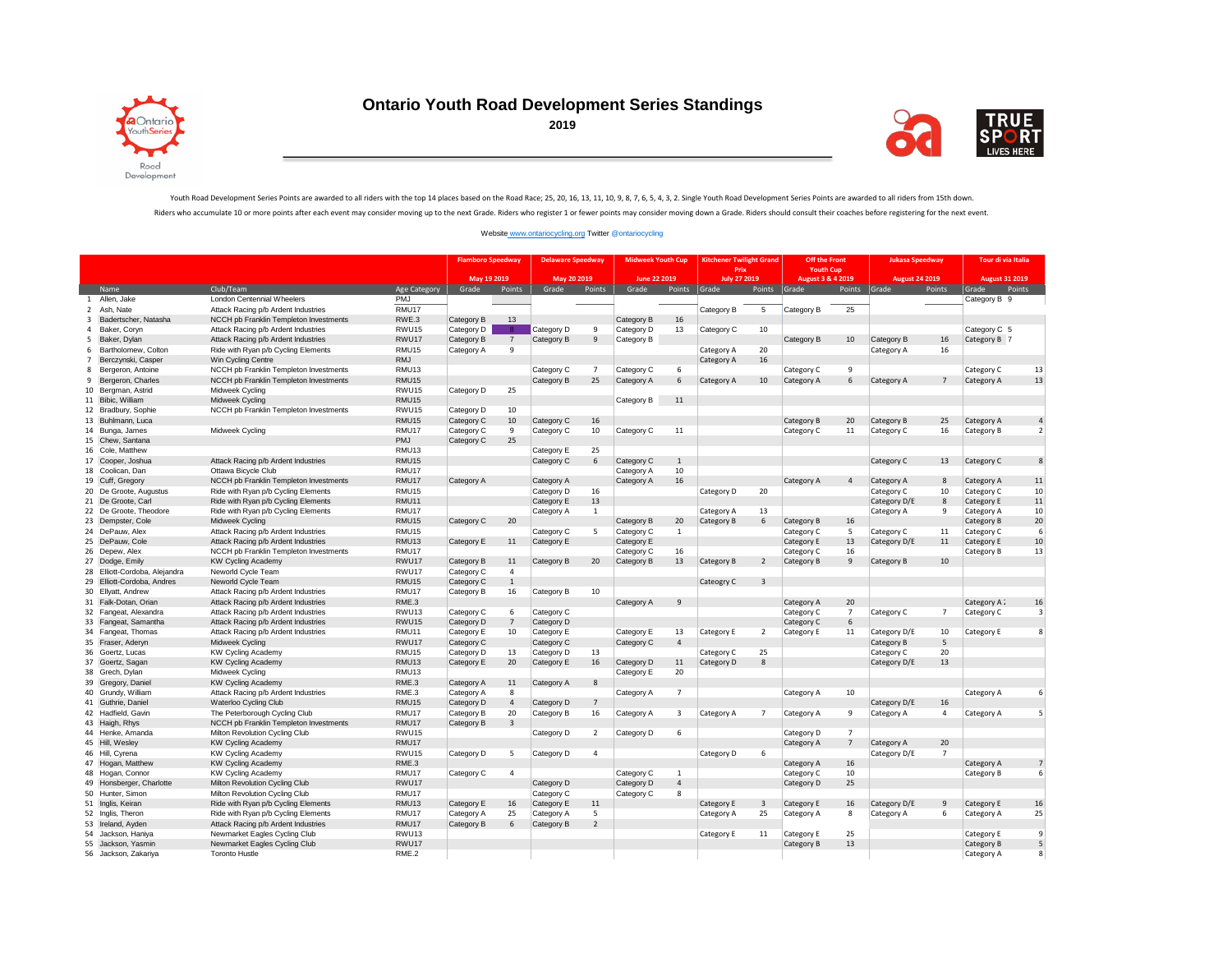# Ontario Youth Road Development Series Standings

**2019**

Youth Road Development Series Points are awarded to all riders with the top 14 places based on the Road Race; 25, 20, 16, 13, 11, 10, 9, 8, 7, 6, 5, 4, 3, 2. Single Youth Road Development Series Points are awarded to all riders from 15th down.

Riders who accumulate 10 or more points after each event may consider moving up to the next Grade. Riders who register 1 or fewer points may consider moving down a Grade. Riders should consult their coaches before registering for the next event.

Website www.ontariocycling.org Twitter @ontariocycling

| | | | | Flamboro Speedway May 19 2019 | | Delaware Speedway May 20 2019 | | Midweek Youth Cup June 22 2019 | | Kitchener Twilight Grand Prix July 27 2019 | | Off the Front Youth Cup August 3 & 4 2019 | | Jukasa Speedway August 24 2019 | | Tour di via Italia August 31 2019 | |
|---|---|---|---|---|---|---|---|---|---|---|---|---|---|---|---|---|---|
| | Name | Club/Team | Age Category | Grade | Points | Grade | Points | Grade | Points | Grade | Points | Grade | Points | Grade | Points | Grade | Points |
| 1 | Allen, Jake | London Centennial Wheelers | PMJ | | | | | | | | | | | | | Category B | 9 |
| 2 | Ash, Nate | Attack Racing p/b Ardent Industries | RMU17 | | | | | | | Category B | 5 | Category B | 25 | | | | |
| 3 | Badertscher, Natasha | NCCH pb Franklin Templeton Investments | RWE.3 | Category B | 13 | | | Category B | 16 | | | | | | | | |
| 4 | Baker, Coryn | Attack Racing p/b Ardent Industries | RWU15 | Category D | 8 | Category D | 9 | Category D | 13 | Category C | 10 | | | | | Category C | 5 |
| 5 | Baker, Dylan | Attack Racing p/b Ardent Industries | RWU17 | Category B | 7 | Category B | 9 | Category B | | | | Category B | 10 | Category B | 16 | Category B | 7 |
| 6 | Bartholomew, Colton | Ride with Ryan p/b Cycling Elements | RMU15 | Category A | 9 | | | | | Category A | 20 | | | Category A | 16 | | |
| 7 | Berczynski, Casper | Win Cycling Centre | RMJ | | | | | | | Category A | 16 | | | | | | |
| 8 | Bergeron, Antoine | NCCH pb Franklin Templeton Investments | RMU13 | | | Category C | 7 | Category C | 6 | | | Category C | 9 | | | Category C | 13 |
| 9 | Bergeron, Charles | NCCH pb Franklin Templeton Investments | RMU15 | | | Category B | 25 | Category A | 6 | Category A | 10 | Category A | 6 | Category A | 7 | Category A | 13 |
| 10 | Bergman, Astrid | Midweek Cycling | RWU15 | Category D | 25 | | | | | | | | | | | | |
| 11 | Bibic, William | Midweek Cycling | RMU15 | | | | | Category B | 11 | | | | | | | | |
| 12 | Bradbury, Sophie | NCCH pb Franklin Templeton Investments | RWU15 | Category D | 10 | | | | | | | | | | | | |
| 13 | Buhlmann, Luca | | RMU15 | Category C | 10 | Category C | 16 | | | | | Category B | 20 | Category B | 25 | Category A | 4 |
| 14 | Bunga, James | Midweek Cycling | RMU17 | Category C | 9 | Category C | 10 | Category C | 11 | | | Category C | 11 | Category C | 16 | Category B | 2 |
| 15 | Chew, Santana | | PMJ | Category C | 25 | | | | | | | | | | | | |
| 16 | Cole, Matthew | | RMU13 | | | Category E | 25 | | | | | | | | | | |
| 17 | Cooper, Joshua | Attack Racing p/b Ardent Industries | RMU15 | | | Category C | 6 | Category C | 1 | | | | | Category C | 13 | Category C | 8 |
| 18 | Coolican, Dan | Ottawa Bicycle Club | RMU17 | | | | | Category A | 10 | | | | | | | | |
| 19 | Cuff, Gregory | NCCH pb Franklin Templeton Investments | RMU17 | Category A | | Category A | | Category A | 16 | | | Category A | 4 | Category A | 8 | Category A | 11 |
| 20 | De Groote, Augustus | Ride with Ryan p/b Cycling Elements | RMU15 | | | Category D | 16 | | | Category D | 20 | | | Category C | 10 | Category C | 10 |
| 21 | De Groote, Carl | Ride with Ryan p/b Cycling Elements | RMU11 | | | Category E | 13 | | | | | | | Category D/E | 8 | Category E | 11 |
| 22 | De Groote, Theodore | Ride with Ryan p/b Cycling Elements | RMU17 | | | Category A | 1 | | | Category A | 13 | | | Category A | 9 | Category A | 10 |
| 23 | Dempster, Cole | Midweek Cycling | RMU15 | Category C | 20 | | | Category B | 20 | Category B | 6 | Category B | 16 | | | Category B | 20 |
| 24 | DePauw, Alex | Attack Racing p/b Ardent Industries | RMU15 | | | Category C | 5 | Category C | 1 | | | Category C | 5 | Category C | 11 | Category C | 6 |
| 25 | DePauw, Cole | Attack Racing p/b Ardent Industries | RMU13 | Category E | 11 | Category E | | Category E | | | | Category E | 13 | Category D/E | 11 | Category E | 10 |
| 26 | Depew, Alex | NCCH pb Franklin Templeton Investments | RMU17 | | | | | Category C | 16 | | | Category C | 16 | | | Category B | 13 |
| 27 | Dodge, Emily | KW Cycling Academy | RWU17 | Category B | 11 | Category B | 20 | Category B | 13 | Category B | 2 | Category B | 9 | Category B | 10 | | |
| 28 | Elliott-Cordoba, Alejandra | Neworld Cycle Team | RWU17 | Category C | 4 | | | | | | | | | | | | |
| 29 | Elliott-Cordoba, Andres | Neworld Cycle Team | RMU15 | Category C | 1 | | | | | Cateogry C | 3 | | | | | | |
| 30 | Ellyatt, Andrew | Attack Racing p/b Ardent Industries | RMU17 | Category B | 16 | Category B | 10 | | | | | | | | | | |
| 31 | Falk-Dotan, Orian | Attack Racing p/b Ardent Industries | RME.3 | | | | | Category A | 9 | | | Category A | 20 | | | Category A : | 16 |
| 32 | Fangeat, Alexandra | Attack Racing p/b Ardent Industries | RWU13 | Category C | 6 | Category C | | | | | | Category C | 7 | Category C | 7 | Category C | 3 |
| 33 | Fangeat, Samantha | Attack Racing p/b Ardent Industries | RWU15 | Category D | 7 | Category D | | | | | | Category C | 6 | | | | |
| 34 | Fangeat, Thomas | Attack Racing p/b Ardent Industries | RMU11 | Category E | 10 | Category E | | Category E | 13 | Category E | 2 | Category E | 11 | Category D/E | 10 | Category E | 8 |
| 35 | Fraser, Aderyn | Midweek Cycling | RWU17 | Category C | | Category C | | Category C | 4 | | | | | Category B | 5 | | |
| 36 | Goertz, Lucas | KW Cycling Academy | RMU15 | Category D | 13 | Category D | 13 | | | Category C | 25 | | | Category C | 20 | | |
| 37 | Goertz, Sagan | KW Cycling Academy | RMU13 | Category E | 20 | Category E | 16 | Category D | 11 | Category D | 8 | | | Category D/E | 13 | | |
| 38 | Grech, Dylan | Midweek Cycling | RMU13 | | | | | Category E | 20 | | | | | | | | |
| 39 | Gregory, Daniel | KW Cycling Academy | RME.3 | Category A | 11 | Category A | 8 | | | | | | | | | | |
| 40 | Grundy, William | Attack Racing p/b Ardent Industries | RME.3 | Category A | 8 | | | Category A | 7 | | | Category A | 10 | | | Category A | 6 |
| 41 | Guthrie, Daniel | Waterloo Cycling Club | RMU15 | Category D | 4 | Category D | 7 | | | | | | | Category D/E | 16 | | |
| 42 | Hadfield, Gavin | The Peterborough Cycling Club | RMU17 | Category B | 20 | Category B | 16 | Category A | 3 | Category A | 7 | Category A | 9 | Category A | 4 | Category A | 5 |
| 43 | Haigh, Rhys | NCCH pb Franklin Templeton Investments | RMU17 | Category B | 3 | | | | | | | | | | | | |
| 44 | Henke, Amanda | Milton Revolution Cycling Club | RWU15 | | | Category D | 2 | Category D | 6 | | | Category D | 7 | | | | |
| 45 | Hill, Wesley | KW Cycling Academy | RMU17 | | | | | | | | | Category A | 7 | Category A | 20 | | |
| 46 | Hill, Cyrena | KW Cycling Academy | RWU15 | Category D | 5 | Category D | 4 | | | Category D | 6 | | | Category D/E | 7 | | |
| 47 | Hogan, Matthew | KW Cycling Academy | RME.3 | | | | | | | | | Category A | 16 | | | Category A | 7 |
| 48 | Hogan, Connor | KW Cycling Academy | RMU17 | Category C | 4 | | | Category C | 1 | | | Category C | 10 | | | Category B | 6 |
| 49 | Honsberger, Charlotte | Milton Revolution Cycling Club | RWU17 | | | Category D | | Category D | 4 | | | Category D | 25 | | | | |
| 50 | Hunter, Simon | Milton Revolution Cycling Club | RMU17 | | | Category C | | Category C | 8 | | | | | | | | |
| 51 | Inglis, Keiran | Ride with Ryan p/b Cycling Elements | RMU13 | Category E | 16 | Category E | 11 | | | Category E | 3 | Category E | 16 | Category D/E | 9 | Category E | 16 |
| 52 | Inglis, Theron | Ride with Ryan p/b Cycling Elements | RMU17 | Category A | 25 | Category A | 5 | | | Category A | 25 | Category A | 8 | Category A | 6 | Category A | 25 |
| 53 | Ireland, Ayden | Attack Racing p/b Ardent Industries | RMU17 | Category B | 6 | Category B | 2 | | | | | | | | | | |
| 54 | Jackson, Haniya | Newmarket Eagles Cycling Club | RWU13 | | | | | | | Category E | 11 | Category E | 25 | | | Category E | 9 |
| 55 | Jackson, Yasmin | Newmarket Eagles Cycling Club | RWU17 | | | | | | | | | Category B | 13 | | | Category B | 5 |
| 56 | Jackson, Zakariya | Toronto Hustle | RME.2 | | | | | | | | | | | | | Category A | 8 |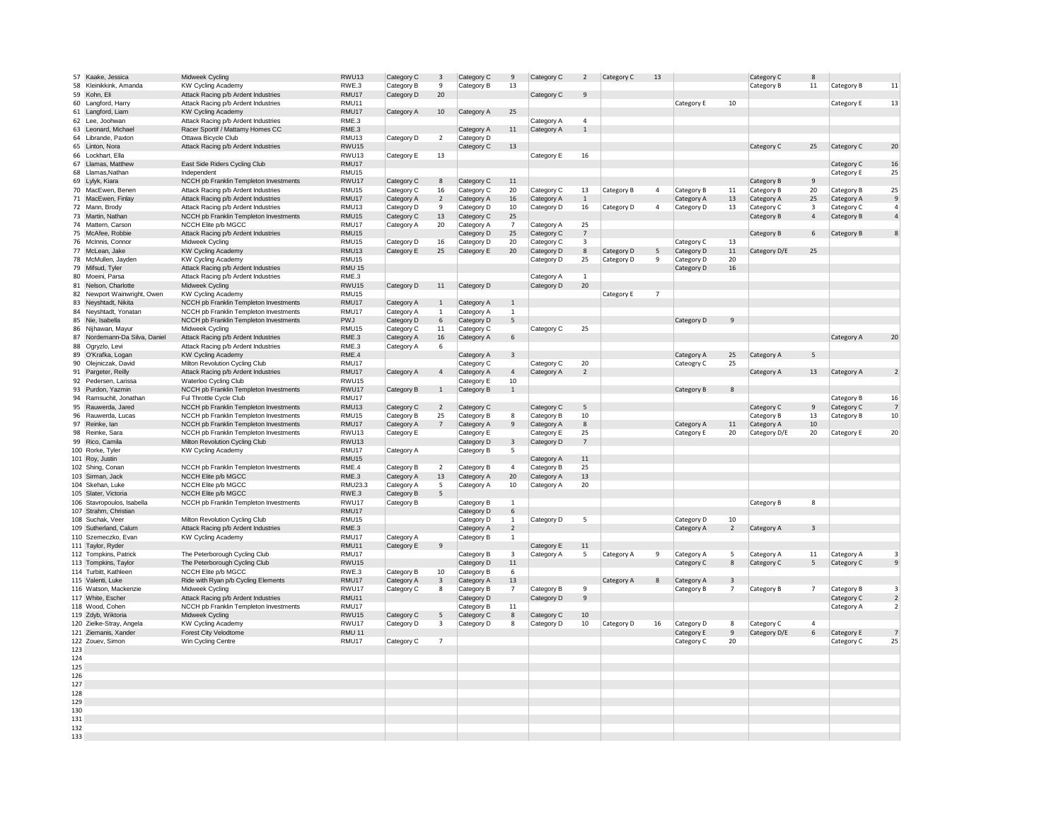| | | | | | | | | | | | | | | | | | |
|---|---|---|---|---|---|---|---|---|---|---|---|---|---|---|---|---|---|
| 57 | Kaake, Jessica | Midweek Cycling | RWU13 | Category C | 3 | Category C | 9 | Category C | 2 | Category C | 13 | | | Category C | 8 | | |
| 58 | Kleinikkink, Amanda | KW Cycling Academy | RWE.3 | Category B | 9 | Category B | 13 | | | | | | | Category B | 11 | Category B | 11 |
| 59 | Kohn, Eli | Attack Racing p/b Ardent Industries | RMU17 | Category D | 20 | | | Category C | 9 | | | | | | | | |
| 60 | Langford, Harry | Attack Racing p/b Ardent Industries | RMU11 | | | | | | | | | Category E | 10 | | | Category E | 13 |
| 61 | Langford, Liam | KW Cycling Academy | RMU17 | Category A | 10 | Category A | 25 | | | | | | | | | | |
| 62 | Lee, Joohwan | Attack Racing p/b Ardent Industries | RME.3 | | | | | Category A | 4 | | | | | | | | |
| 63 | Leonard, Michael | Racer Sportif / Mattamy Homes CC | RME.3 | | | Category A | 11 | Category A | 1 | | | | | | | | |
| 64 | Librande, Paxton | Ottawa Bicycle Club | RMU13 | Category D | 2 | Category D | | | | | | | | | | | |
| 65 | Linton, Nora | Attack Racing p/b Ardent Industries | RWU15 | | | Category C | 13 | | | | | | | Category C | 25 | Category C | 20 |
| 66 | Lockhart, Ella | | RWU13 | Category E | 13 | | | Category E | 16 | | | | | | | | |
| 67 | Llamas, Matthew | East Side Riders Cycling Club | RMU17 | | | | | | | | | | | | | Category C | 16 |
| 68 | Llamas,Nathan | Independent | RMU15 | | | | | | | | | | | | | Category E | 25 |
| 69 | Lylyk, Kiara | NCCH pb Franklin Templeton Investments | RWU17 | Category C | 8 | Category C | 11 | | | | | | | Category B | 9 | | |
| 70 | MacEwen, Benen | Attack Racing p/b Ardent Industries | RMU15 | Category C | 16 | Category C | 20 | Category C | 13 | Category B | 4 | Category B | 11 | Category B | 20 | Category B | 25 |
| 71 | MacEwen, Finlay | Attack Racing p/b Ardent Industries | RMU17 | Category A | 2 | Category A | 16 | Category A | 1 | | | Category A | 13 | Category A | 25 | Category A | 9 |
| 72 | Mann, Brody | Attack Racing p/b Ardent Industries | RMU13 | Category D | 9 | Category D | 10 | Category D | 16 | Category D | 4 | Category D | 13 | Category C | 3 | Category C | 4 |
| 73 | Martin, Nathan | NCCH pb Franklin Templeton Investments | RMU15 | Category C | 13 | Category C | 25 | | | | | | | Category B | 4 | Category B | 4 |
| 74 | Mattern, Carson | NCCH Elite p/b MGCC | RMU17 | Category A | 20 | Category A | 7 | Category A | 25 | | | | | | | | |
| 75 | McAfee, Robbie | Attack Racing p/b Ardent Industries | RMU15 | | | Category D | 25 | Category C | 7 | | | | | Category B | 6 | Category B | 8 |
| 76 | McInnis, Connor | Midweek Cycling | RMU15 | Category D | 16 | Category D | 20 | Category C | 3 | | | Category C | 13 | | | | |
| 77 | McLean, Jake | KW Cycling Academy | RMU13 | Category E | 25 | Category E | 20 | Category D | 8 | Category D | 5 | Category D | 11 | Category D/E | 25 | | |
| 78 | McMullen, Jayden | KW Cycling Academy | RMU15 | | | | | Category D | 25 | Category D | 9 | Category D | 20 | | | | |
| 79 | Mifsud, Tyler | Attack Racing p/b Ardent Industries | RMU 15 | | | | | | | | | Category D | 16 | | | | |
| 80 | Moeini, Parsa | Attack Racing p/b Ardent Industries | RME.3 | | | | | Category A | 1 | | | | | | | | |
| 81 | Nelson, Charlotte | Midweek Cycling | RWU15 | Category D | 11 | Category D | | Category D | 20 | | | | | | | | |
| 82 | Newport Wainwright, Owen | KW Cycling Academy | RMU15 | | | | | | | Category E | 7 | | | | | | |
| 83 | Neyshtadt, Nikita | NCCH pb Franklin Templeton Investments | RMU17 | Category A | 1 | Category A | 1 | | | | | | | | | | |
| 84 | Neyshtadt, Yonatan | NCCH pb Franklin Templeton Investments | RMU17 | Category A | 1 | Category A | 1 | | | | | | | | | | |
| 85 | Nie, Isabella | NCCH pb Franklin Templeton Investments | PWJ | Category D | 6 | Category D | 5 | | | | | Category D | 9 | | | | |
| 86 | Nijhawan, Mayur | Midweek Cycling | RMU15 | Category C | 11 | Category C | | Category C | 25 | | | | | | | | |
| 87 | Nordemann-Da Silva, Daniel | Attack Racing p/b Ardent Industries | RME.3 | Category A | 16 | Category A | 6 | | | | | | | | | Category A | 20 |
| 88 | Ogryzlo, Levi | Attack Racing p/b Ardent Industries | RME.3 | Category A | 6 | | | | | | | | | | | | |
| 89 | O'Krafka, Logan | KW Cycling Academy | RME.4 | | | Category A | 3 | | | | | Category A | 25 | Category A | 5 | | |
| 90 | Olejniczak, David | Milton Revolution Cycling Club | RMU17 | | | Category C | | Category C | 20 | | | Cateogry C | 25 | | | | |
| 91 | Pargeter, Reilly | Attack Racing p/b Ardent Industries | RMU17 | Category A | 4 | Category A | 4 | Category A | 2 | | | | | Category A | 13 | Category A | 2 |
| 92 | Pedersen, Larissa | Waterloo Cycling Club | RWU15 | | | Category E | 10 | | | | | | | | | | |
| 93 | Purdon, Yazmin | NCCH pb Franklin Templeton Investments | RWU17 | Category B | 1 | Category B | 1 | | | | | Category B | 8 | | | | |
| 94 | Ramsuchit, Jonathan | Ful Throttle Cycle Club | RMU17 | | | | | | | | | | | | | Category B | 16 |
| 95 | Rauwerda, Jared | NCCH pb Franklin Templeton Investments | RMU13 | Category C | 2 | Category C | | Category C | 5 | | | | | Category C | 9 | Category C | 7 |
| 96 | Rauwerda, Lucas | NCCH pb Franklin Templeton Investments | RMU15 | Category B | 25 | Category B | 8 | Category B | 10 | | | | | Category B | 13 | Category B | 10 |
| 97 | Reinke, Ian | NCCH pb Franklin Templeton Investments | RMU17 | Category A | 7 | Category A | 9 | Category A | 8 | | | Category A | 11 | Category A | 10 | | |
| 98 | Reinke, Sara | NCCH pb Franklin Templeton Investments | RWU13 | Category E | | Category E | | Category E | 25 | | | Category E | 20 | Category D/E | 20 | Category E | 20 |
| 99 | Rico, Camila | Milton Revolution Cycling Club | RWU13 | | | Category D | 3 | Category D | 7 | | | | | | | | |
| 100 | Rorke, Tyler | KW Cycling Academy | RMU17 | Category A | | Category B | 5 | | | | | | | | | | |
| 101 | Roy, Justin | | RMU15 | | | | | Category A | 11 | | | | | | | | |
| 102 | Shing, Conan | NCCH pb Franklin Templeton Investments | RME.4 | Category B | 2 | Category B | 4 | Category B | 25 | | | | | | | | |
| 103 | Sirman, Jack | NCCH Elite p/b MGCC | RME.3 | Category A | 13 | Category A | 20 | Category A | 13 | | | | | | | | |
| 104 | Skehan, Luke | NCCH Elite p/b MGCC | RMU23.3 | Category A | 5 | Category A | 10 | Category A | 20 | | | | | | | | |
| 105 | Slater, Victoria | NCCH Elite p/b MGCC | RWE.3 | Category B | 5 | | | | | | | | | | | | |
| 106 | Stavropoulos, Isabella | NCCH pb Franklin Templeton Investments | RWU17 | Category B | | Category B | 1 | | | | | | | Category B | 8 | | |
| 107 | Strahm, Christian | | RMU17 | | | Category D | 6 | | | | | | | | | | |
| 108 | Suchak, Veer | Milton Revolution Cycling Club | RMU15 | | | Category D | 1 | Category D | 5 | | | Category D | 10 | | | | |
| 109 | Sutherland, Calum | Attack Racing p/b Ardent Industries | RME.3 | | | Category A | 2 | | | | | Category A | 2 | Category A | 3 | | |
| 110 | Szemeczko, Evan | KW Cycling Academy | RMU17 | Category A | | Category B | 1 | | | | | | | | | | |
| 111 | Taylor, Ryder | | RMU11 | Category E | 9 | | | Category E | 11 | | | | | | | | |
| 112 | Tompkins, Patrick | The Peterborough Cycling Club | RMU17 | | | Category B | 3 | Category A | 5 | Category A | 9 | Category A | 5 | Category A | 11 | Category A | 3 |
| 113 | Tompkins, Taylor | The Peterborough Cycling Club | RWU15 | | | Category D | 11 | | | | | Category C | 8 | Category C | 5 | Category C | 9 |
| 114 | Turbitt, Kathleen | NCCH Elite p/b MGCC | RWE.3 | Category B | 10 | Category B | 6 | | | | | | | | | | |
| 115 | Valenti, Luke | Ride with Ryan p/b Cycling Elements | RMU17 | Category A | 3 | Category A | 13 | | | Category A | 8 | Category A | 3 | | | | |
| 116 | Watson, Mackenzie | Midweek Cycling | RWU17 | Category C | 8 | Category B | 7 | Category B | 9 | | | Category B | 7 | Category B | 7 | Category B | 3 |
| 117 | White, Escher | Attack Racing p/b Ardent Industries | RMU11 | | | Category D | | Category D | 9 | | | | | | | Category C | 2 |
| 118 | Wood, Cohen | NCCH pb Franklin Templeton Investments | RMU17 | | | Category B | 11 | | | | | | | | | Category A | 2 |
| 119 | Zdyb, Wiktoria | Midweek Cycling | RWU15 | Category C | 5 | Category C | 8 | Category C | 10 | | | | | | | | |
| 120 | Zielke-Stray, Angela | KW Cycling Academy | RWU17 | Category D | 3 | Category D | 8 | Category D | 10 | Category D | 16 | Category D | 8 | Category C | 4 | | |
| 121 | Ziemanis, Xander | Forest City Velodtome | RMU 11 | | | | | | | | | Category E | 9 | Category D/E | 6 | Category E | 7 |
| 122 | Zouev, Simon | Win Cycling Centre | RMU17 | Category C | 7 | | | | | | | Category C | 20 | | | Category C | 25 |
| 123 | | | | | | | | | | | | | | | | | |
| 124 | | | | | | | | | | | | | | | | | |
| 125 | | | | | | | | | | | | | | | | | |
| 126 | | | | | | | | | | | | | | | | | |
| 127 | | | | | | | | | | | | | | | | | |
| 128 | | | | | | | | | | | | | | | | | |
| 129 | | | | | | | | | | | | | | | | | |
| 130 | | | | | | | | | | | | | | | | | |
| 131 | | | | | | | | | | | | | | | | | |
| 132 | | | | | | | | | | | | | | | | | |
| 133 | | | | | | | | | | | | | | | | | |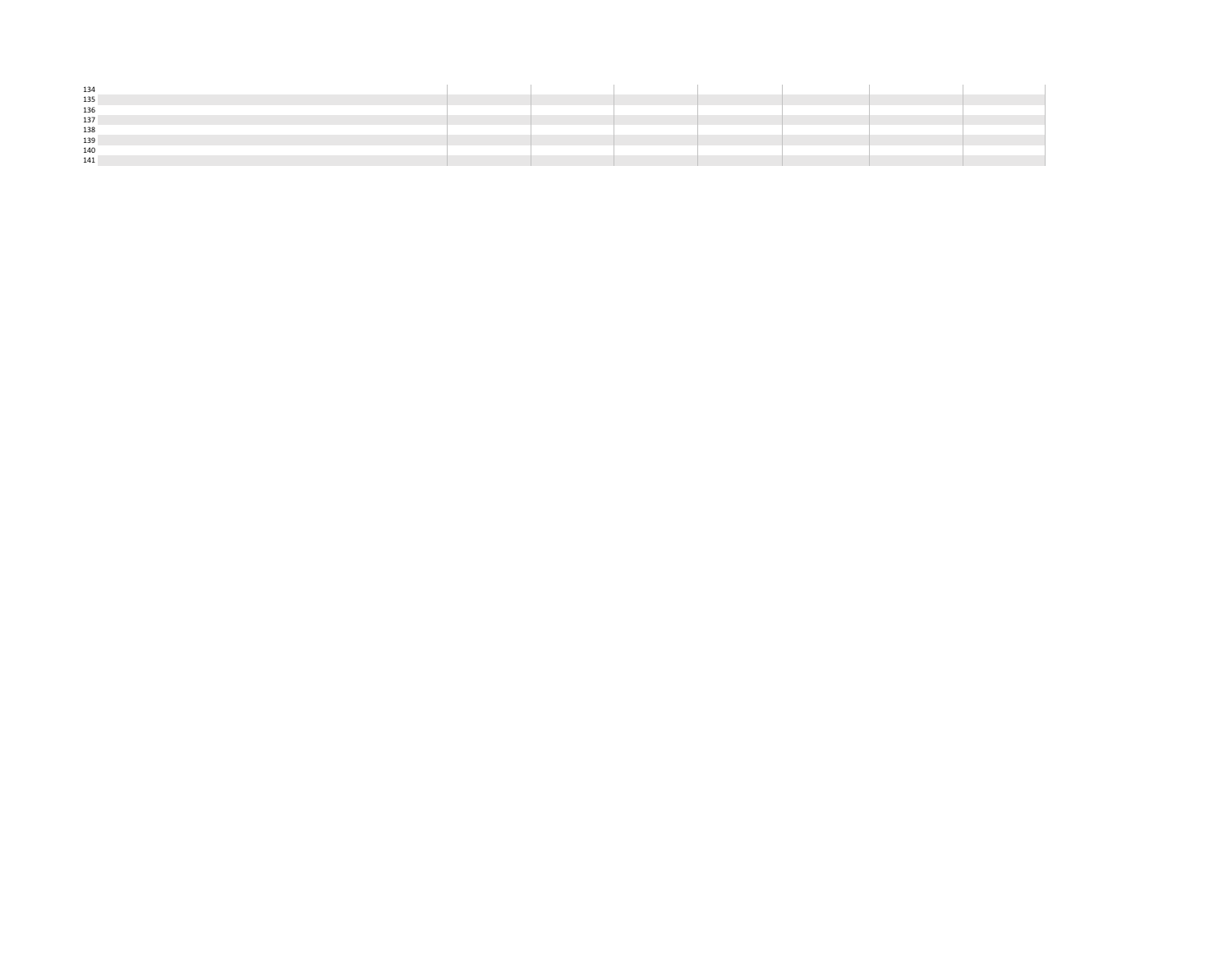| | | | | | | | | |
|---|---|---|---|---|---|---|---|---|
| 134 | | | | | | | | |
| 135 | | | | | | | | |
| 136 | | | | | | | | |
| 137 | | | | | | | | |
| 138 | | | | | | | | |
| 139 | | | | | | | | |
| 140 | | | | | | | | |
| 141 | | | | | | | | |